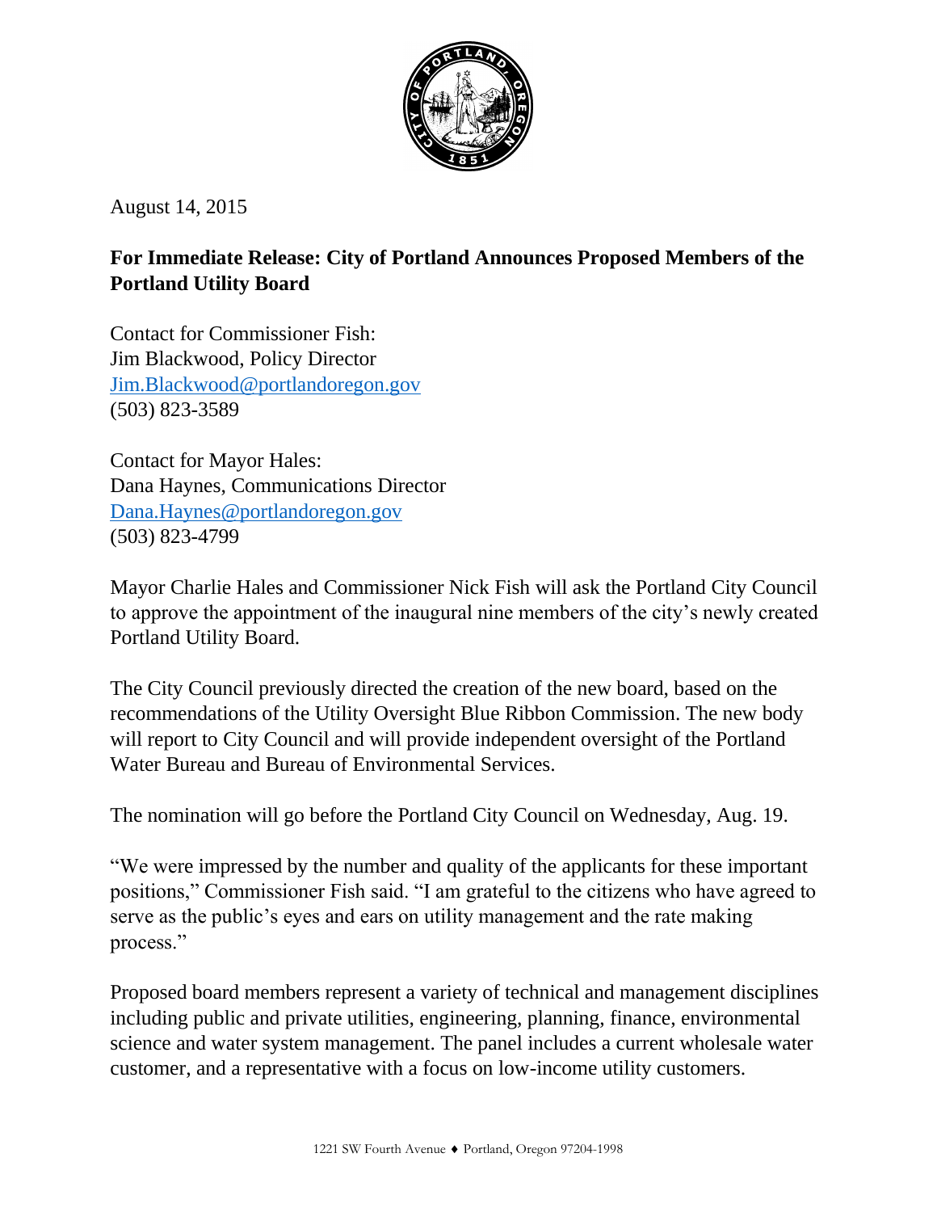August 14, 2015

**For Immediate Release: City of Portland Announces Proposed Members of the Portland Utility Board**

Contact for Commissioner Fish:
Jim Blackwood, Policy Director
Jim.Blackwood@portlandoregon.gov
(503) 823-3589

Contact for Mayor Hales:
Dana Haynes, Communications Director
Dana.Haynes@portlandoregon.gov
(503) 823-4799

Mayor Charlie Hales and Commissioner Nick Fish will ask the Portland City Council to approve the appointment of the inaugural nine members of the city's newly created Portland Utility Board.

The City Council previously directed the creation of the new board, based on the recommendations of the Utility Oversight Blue Ribbon Commission. The new body will report to City Council and will provide independent oversight of the Portland Water Bureau and Bureau of Environmental Services.

The nomination will go before the Portland City Council on Wednesday, Aug. 19.

"We were impressed by the number and quality of the applicants for these important positions," Commissioner Fish said. "I am grateful to the citizens who have agreed to serve as the public's eyes and ears on utility management and the rate making process."

Proposed board members represent a variety of technical and management disciplines including public and private utilities, engineering, planning, finance, environmental science and water system management. The panel includes a current wholesale water customer, and a representative with a focus on low-income utility customers.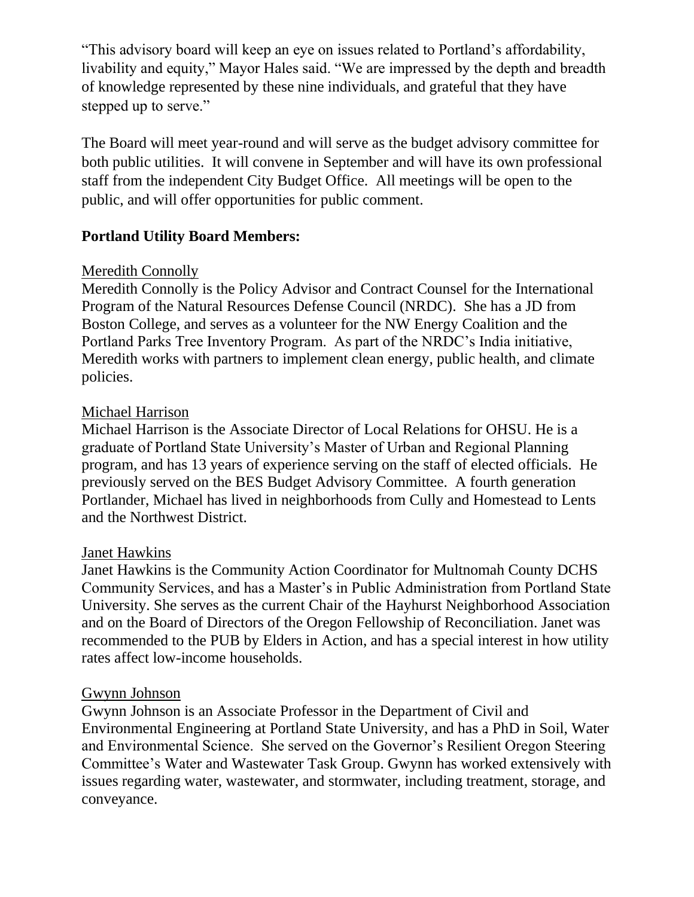"This advisory board will keep an eye on issues related to Portland's affordability, livability and equity," Mayor Hales said. "We are impressed by the depth and breadth of knowledge represented by these nine individuals, and grateful that they have stepped up to serve."

The Board will meet year-round and will serve as the budget advisory committee for both public utilities. It will convene in September and will have its own professional staff from the independent City Budget Office. All meetings will be open to the public, and will offer opportunities for public comment.

**Portland Utility Board Members:**

Meredith Connolly

Meredith Connolly is the Policy Advisor and Contract Counsel for the International Program of the Natural Resources Defense Council (NRDC). She has a JD from Boston College, and serves as a volunteer for the NW Energy Coalition and the Portland Parks Tree Inventory Program. As part of the NRDC's India initiative, Meredith works with partners to implement clean energy, public health, and climate policies.

Michael Harrison

Michael Harrison is the Associate Director of Local Relations for OHSU. He is a graduate of Portland State University's Master of Urban and Regional Planning program, and has 13 years of experience serving on the staff of elected officials. He previously served on the BES Budget Advisory Committee. A fourth generation Portlander, Michael has lived in neighborhoods from Cully and Homestead to Lents and the Northwest District.

Janet Hawkins

Janet Hawkins is the Community Action Coordinator for Multnomah County DCHS Community Services, and has a Master's in Public Administration from Portland State University. She serves as the current Chair of the Hayhurst Neighborhood Association and on the Board of Directors of the Oregon Fellowship of Reconciliation. Janet was recommended to the PUB by Elders in Action, and has a special interest in how utility rates affect low-income households.

Gwynn Johnson

Gwynn Johnson is an Associate Professor in the Department of Civil and Environmental Engineering at Portland State University, and has a PhD in Soil, Water and Environmental Science. She served on the Governor's Resilient Oregon Steering Committee's Water and Wastewater Task Group. Gwynn has worked extensively with issues regarding water, wastewater, and stormwater, including treatment, storage, and conveyance.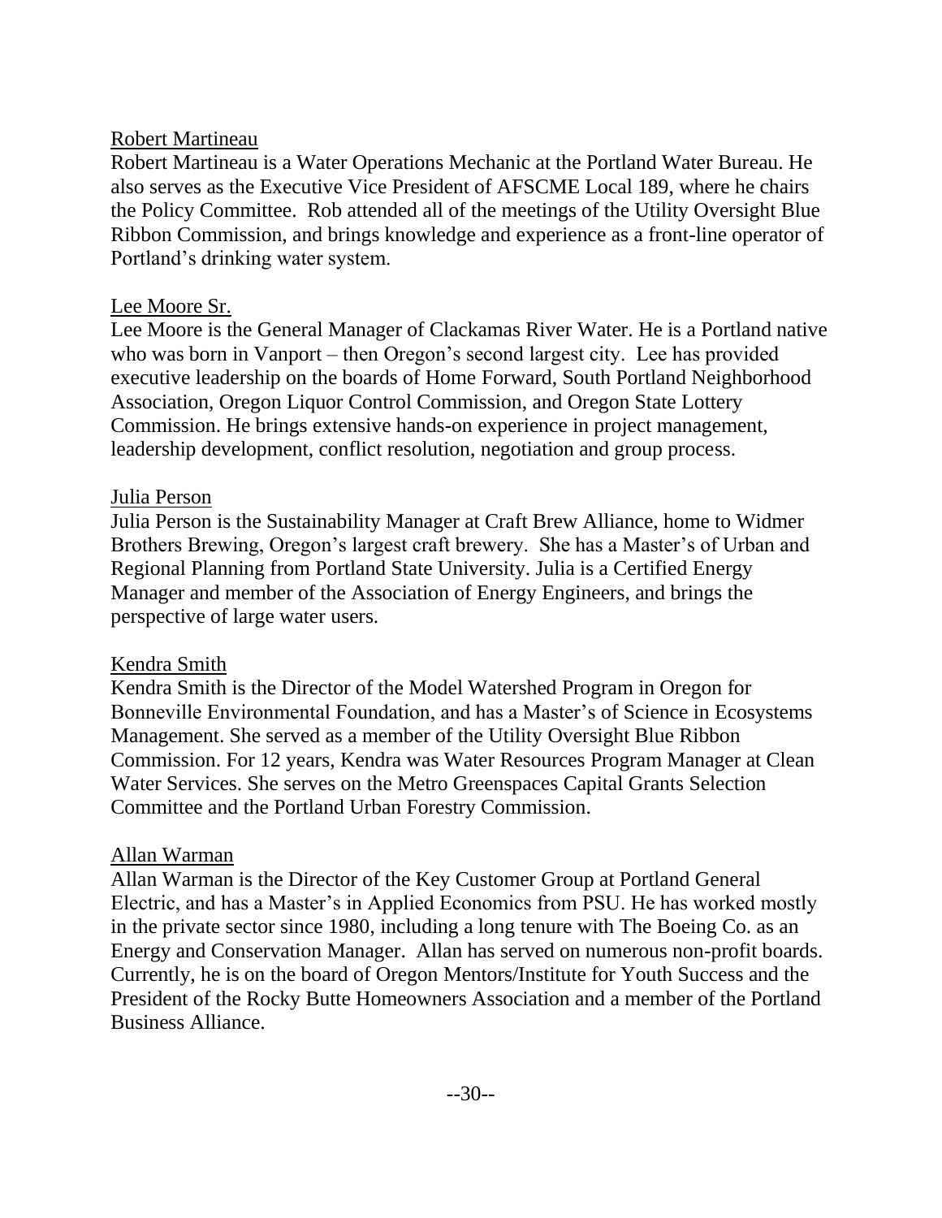Robert Martineau

Robert Martineau is a Water Operations Mechanic at the Portland Water Bureau. He also serves as the Executive Vice President of AFSCME Local 189, where he chairs the Policy Committee. Rob attended all of the meetings of the Utility Oversight Blue Ribbon Commission, and brings knowledge and experience as a front-line operator of Portland's drinking water system.

Lee Moore Sr.

Lee Moore is the General Manager of Clackamas River Water. He is a Portland native who was born in Vanport – then Oregon's second largest city. Lee has provided executive leadership on the boards of Home Forward, South Portland Neighborhood Association, Oregon Liquor Control Commission, and Oregon State Lottery Commission. He brings extensive hands-on experience in project management, leadership development, conflict resolution, negotiation and group process.

Julia Person

Julia Person is the Sustainability Manager at Craft Brew Alliance, home to Widmer Brothers Brewing, Oregon's largest craft brewery. She has a Master's of Urban and Regional Planning from Portland State University. Julia is a Certified Energy Manager and member of the Association of Energy Engineers, and brings the perspective of large water users.

Kendra Smith

Kendra Smith is the Director of the Model Watershed Program in Oregon for Bonneville Environmental Foundation, and has a Master's of Science in Ecosystems Management. She served as a member of the Utility Oversight Blue Ribbon Commission. For 12 years, Kendra was Water Resources Program Manager at Clean Water Services. She serves on the Metro Greenspaces Capital Grants Selection Committee and the Portland Urban Forestry Commission.

Allan Warman

Allan Warman is the Director of the Key Customer Group at Portland General Electric, and has a Master's in Applied Economics from PSU. He has worked mostly in the private sector since 1980, including a long tenure with The Boeing Co. as an Energy and Conservation Manager. Allan has served on numerous non-profit boards. Currently, he is on the board of Oregon Mentors/Institute for Youth Success and the President of the Rocky Butte Homeowners Association and a member of the Portland Business Alliance.

--30--